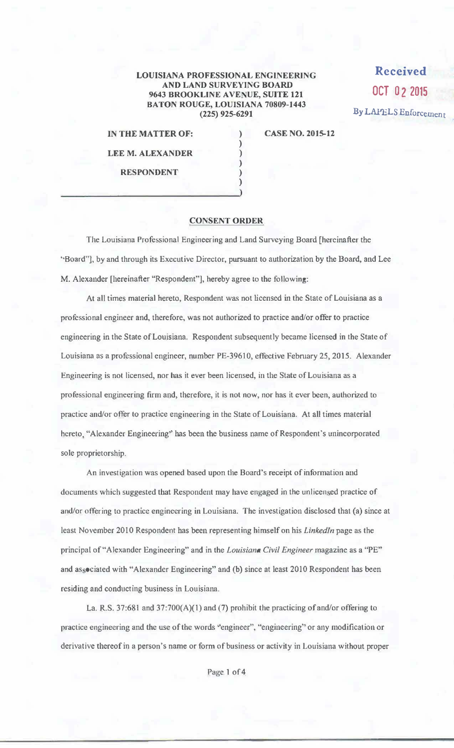LOUISIANA PROFESSIONAL ENGINEERING AND LAND SURVEYING BOARD
9643 BROOKLINE AVENUE, SUITE 121
BATON ROUGE, LOUISIANA 70809-1443
(225) 925-6291

Received
OCT 02 2015
By LAPELS Enforcement

IN THE MATTER OF:

LEE M. ALEXANDER

RESPONDENT

CASE NO. 2015-12

## CONSENT ORDER

The Louisiana Professional Engineering and Land Surveying Board [hereinafter the "Board"], by and through its Executive Director, pursuant to authorization by the Board, and Lee M. Alexander [hereinafter "Respondent"], hereby agree to the following:

At all times material hereto, Respondent was not licensed in the State of Louisiana as a professional engineer and, therefore, was not authorized to practice and/or offer to practice engineering in the State of Louisiana. Respondent subsequently became licensed in the State of Louisiana as a professional engineer, number PE-39610, effective February 25, 2015. Alexander Engineering is not licensed, nor has it ever been licensed, in the State of Louisiana as a professional engineering firm and, therefore, it is not now, nor has it ever been, authorized to practice and/or offer to practice engineering in the State of Louisiana. At all times material hereto, "Alexander Engineering" has been the business name of Respondent's unincorporated sole proprietorship.

An investigation was opened based upon the Board's receipt of information and documents which suggested that Respondent may have engaged in the unlicensed practice of and/or offering to practice engineering in Louisiana. The investigation disclosed that (a) since at least November 2010 Respondent has been representing himself on his *LinkedIn* page as the principal of "Alexander Engineering" and in the *Louisiana Civil Engineer* magazine as a "PE" and associated with "Alexander Engineering" and (b) since at least 2010 Respondent has been residing and conducting business in Louisiana.

La. R.S. 37:681 and 37:700(A)(1) and (7) prohibit the practicing of and/or offering to practice engineering and the use of the words "engineer", "engineering" or any modification or derivative thereof in a person's name or form of business or activity in Louisiana without proper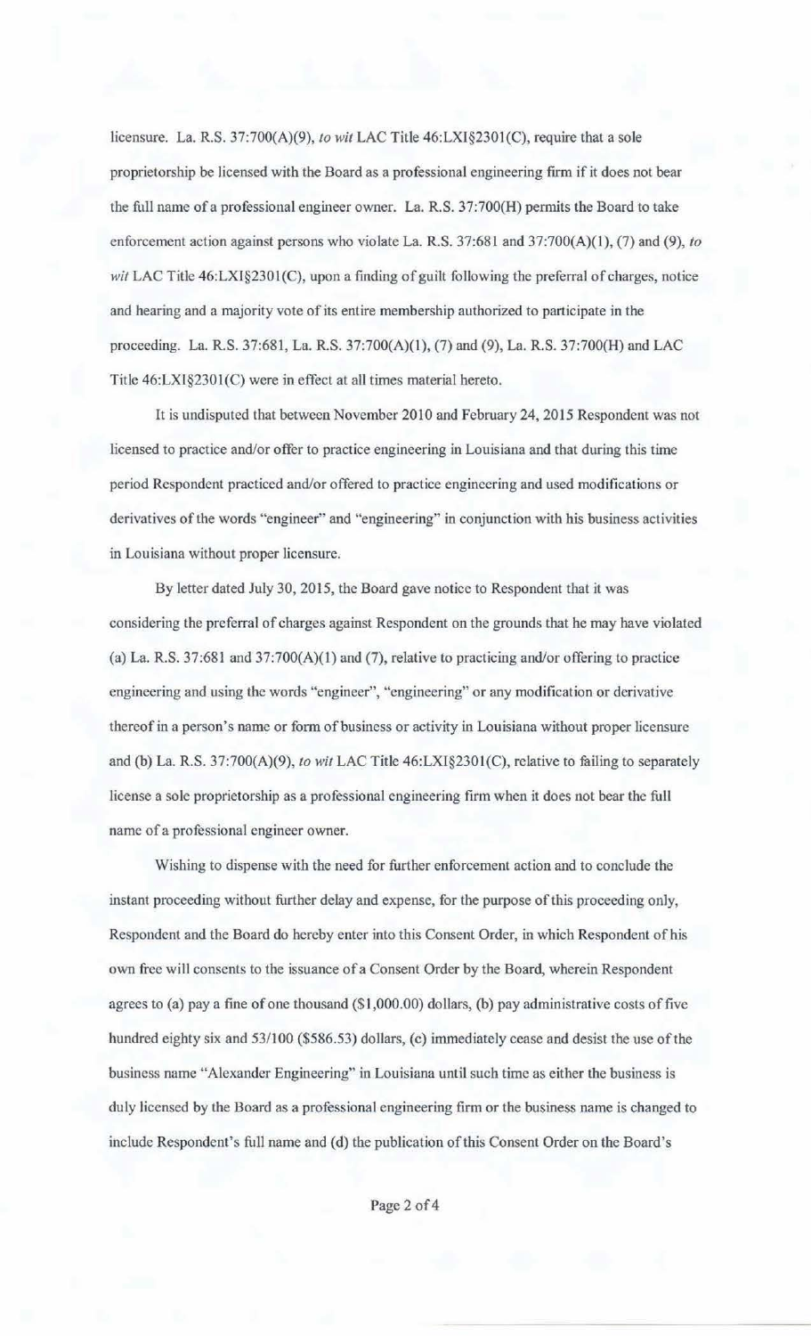licensure. La. R.S. 37:700(A)(9), *to wit* LAC Title 46:LXI§2301(C), require that a sole proprietorship be licensed with the Board as a professional engineering firm if it does not bear the full name of a professional engineer owner. La. R.S. 37:700(H) permits the Board to take enforcement action against persons who violate La. R.S. 37:681 and 37:700(A)(1), (7) and (9), *to wit* LAC Title 46:LXI§2301(C), upon a finding of guilt following the preferral of charges, notice and hearing and a majority vote of its entire membership authorized to participate in the proceeding. La. R.S. 37:681, La. R.S. 37:700(A)(1), (7) and (9), La. R.S. 37:700(H) and LAC Title 46:LXI§2301(C) were in effect at all times material hereto.

It is undisputed that between November 2010 and February 24, 2015 Respondent was not licensed to practice and/or offer to practice engineering in Louisiana and that during this time period Respondent practiced and/or offered to practice engineering and used modifications or derivatives of the words "engineer" and "engineering" in conjunction with his business activities in Louisiana without proper licensure.

By letter dated July 30, 2015, the Board gave notice to Respondent that it was considering the preferral of charges against Respondent on the grounds that he may have violated (a) La. R.S. 37:681 and 37:700(A)(1) and (7), relative to practicing and/or offering to practice engineering and using the words "engineer", "engineering" or any modification or derivative thereof in a person's name or form of business or activity in Louisiana without proper licensure and (b) La. R.S. 37:700(A)(9), *to wit* LAC Title 46:LXI§2301(C), relative to failing to separately license a sole proprietorship as a professional engineering firm when it does not bear the full name of a professional engineer owner.

Wishing to dispense with the need for further enforcement action and to conclude the instant proceeding without further delay and expense, for the purpose of this proceeding only, Respondent and the Board do hereby enter into this Consent Order, in which Respondent of his own free will consents to the issuance of a Consent Order by the Board, wherein Respondent agrees to (a) pay a fine of one thousand ($1,000.00) dollars, (b) pay administrative costs of five hundred eighty six and 53/100 ($586.53) dollars, (c) immediately cease and desist the use of the business name "Alexander Engineering" in Louisiana until such time as either the business is duly licensed by the Board as a professional engineering firm or the business name is changed to include Respondent's full name and (d) the publication of this Consent Order on the Board's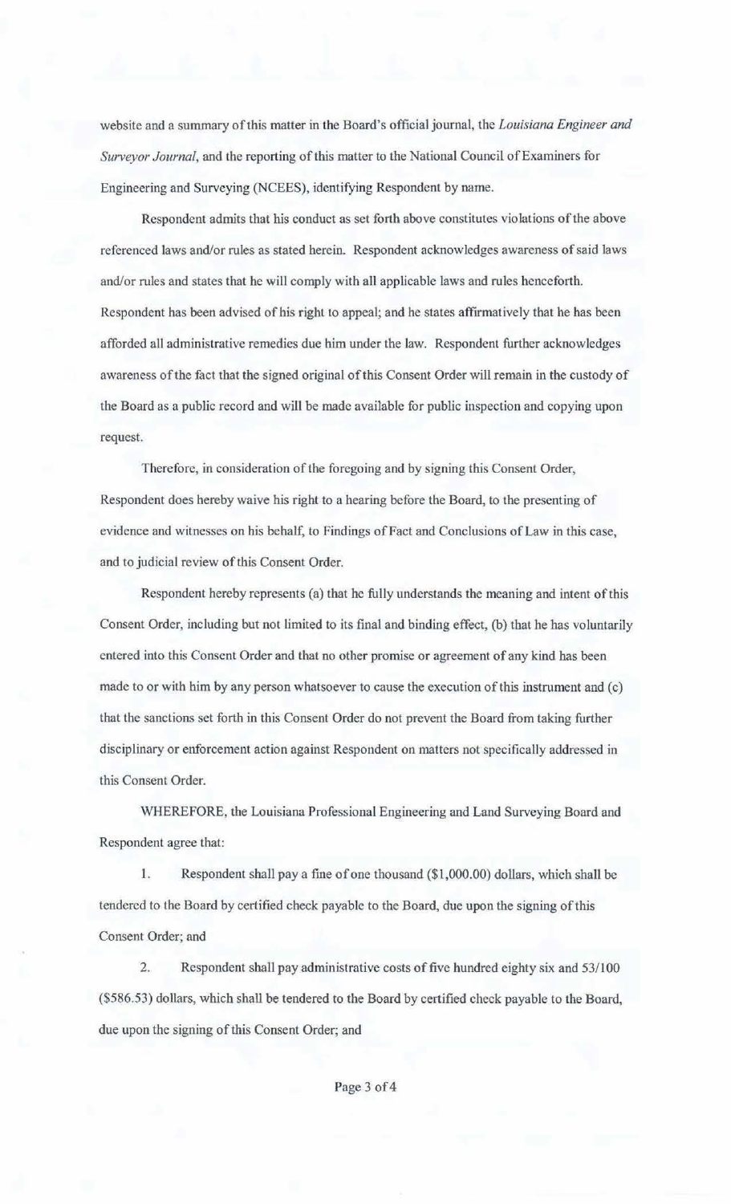website and a summary of this matter in the Board's official journal, the *Louisiana Engineer and Surveyor Journal*, and the reporting of this matter to the National Council of Examiners for Engineering and Surveying (NCEES), identifying Respondent by name.

Respondent admits that his conduct as set forth above constitutes violations of the above referenced laws and/or rules as stated herein. Respondent acknowledges awareness of said laws and/or rules and states that he will comply with all applicable laws and rules henceforth. Respondent has been advised of his right to appeal; and he states affirmatively that he has been afforded all administrative remedies due him under the law. Respondent further acknowledges awareness of the fact that the signed original of this Consent Order will remain in the custody of the Board as a public record and will be made available for public inspection and copying upon request.

Therefore, in consideration of the foregoing and by signing this Consent Order, Respondent does hereby waive his right to a hearing before the Board, to the presenting of evidence and witnesses on his behalf, to Findings of Fact and Conclusions of Law in this case, and to judicial review of this Consent Order.

Respondent hereby represents (a) that he fully understands the meaning and intent of this Consent Order, including but not limited to its final and binding effect, (b) that he has voluntarily entered into this Consent Order and that no other promise or agreement of any kind has been made to or with him by any person whatsoever to cause the execution of this instrument and (c) that the sanctions set forth in this Consent Order do not prevent the Board from taking further disciplinary or enforcement action against Respondent on matters not specifically addressed in this Consent Order.

WHEREFORE, the Louisiana Professional Engineering and Land Surveying Board and Respondent agree that:

1. Respondent shall pay a fine of one thousand ($1,000.00) dollars, which shall be tendered to the Board by certified check payable to the Board, due upon the signing of this Consent Order; and

2. Respondent shall pay administrative costs of five hundred eighty six and 53/100 ($586.53) dollars, which shall be tendered to the Board by certified check payable to the Board, due upon the signing of this Consent Order; and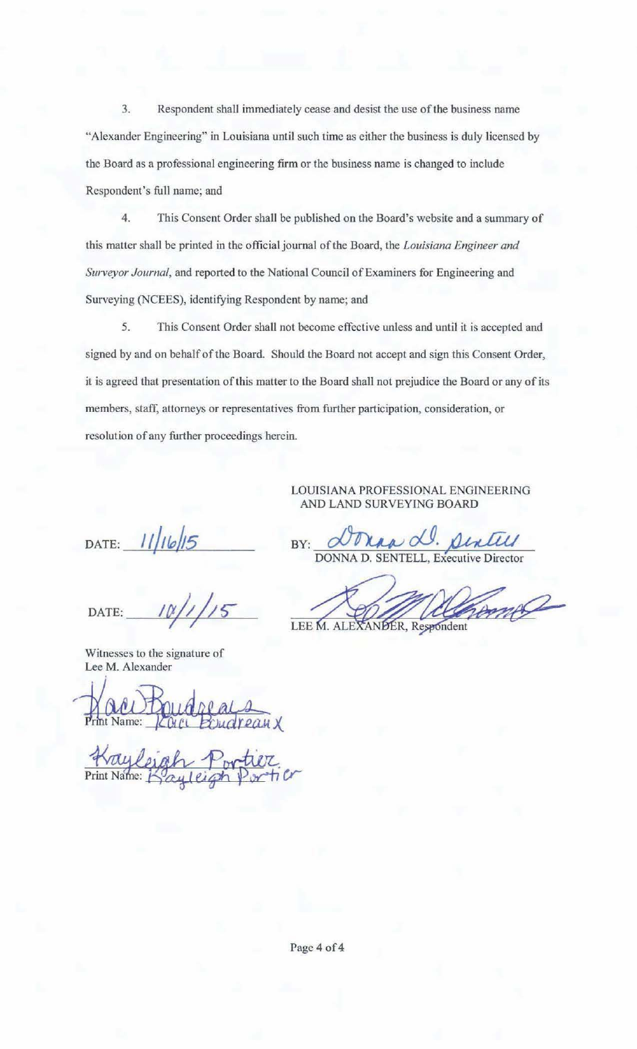3. Respondent shall immediately cease and desist the use of the business name "Alexander Engineering" in Louisiana until such time as either the business is duly licensed by the Board as a professional engineering firm or the business name is changed to include Respondent's full name; and

4. This Consent Order shall be published on the Board's website and a summary of this matter shall be printed in the official journal of the Board, the *Louisiana Engineer and Surveyor Journal*, and reported to the National Council of Examiners for Engineering and Surveying (NCEES), identifying Respondent by name; and

5. This Consent Order shall not become effective unless and until it is accepted and signed by and on behalf of the Board. Should the Board not accept and sign this Consent Order, it is agreed that presentation of this matter to the Board shall not prejudice the Board or any of its members, staff, attorneys or representatives from further participation, consideration, or resolution of any further proceedings herein.

LOUISIANA PROFESSIONAL ENGINEERING AND LAND SURVEYING BOARD

DATE: 11/16/15

BY: Donna D. Sentell
DONNA D. SENTELL, Executive Director

DATE: 10/1/15

Lee M. Alexander
LEE M. ALEXANDER, Respondent

Witnesses to the signature of Lee M. Alexander

Kaci Boudreaux
Print Name: Kaci Boudreaux

Kayleigh Portier
Print Name: Kayleigh Portier